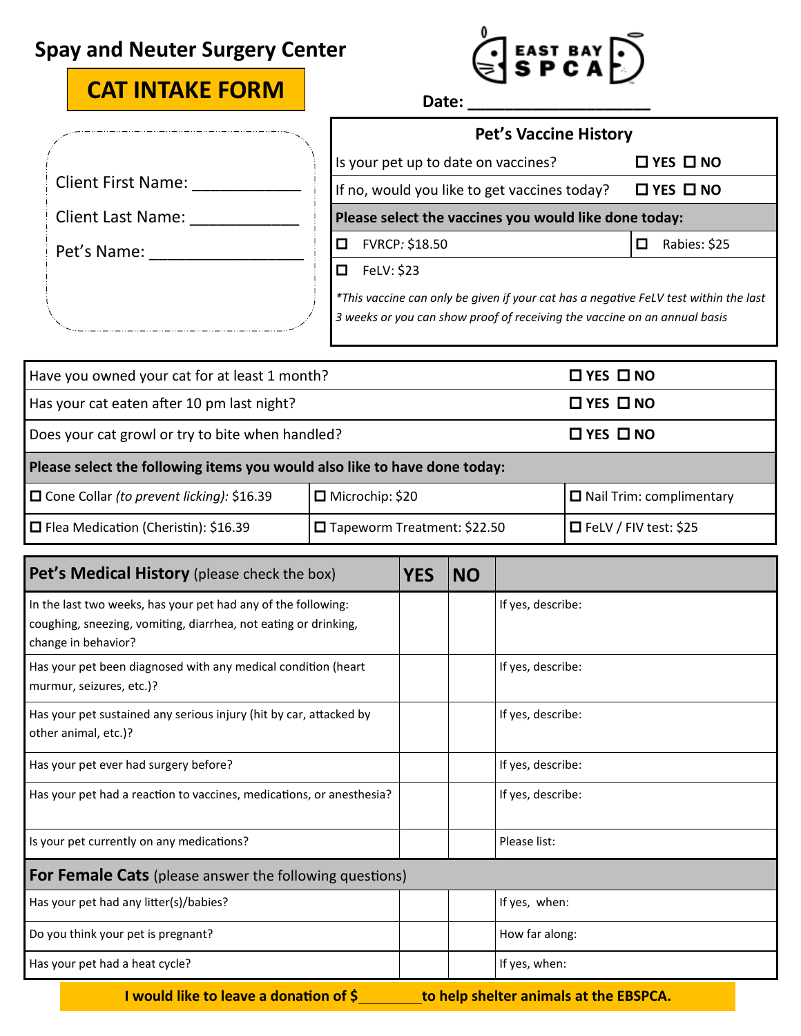# Spay and Neuter Surgery Center

## CAT INTAKE FORM

EAST BAY SPCA

**Date:** ____________________

Client First Name: ____________

Client Last Name: ____________

Pet's Name: ________________

| Pet's Vaccine History | |
|---|---|
| Is your pet up to date on vaccines? | ☐ **YES** ☐ **NO** |
| If no, would you like to get vaccines today? | ☐ **YES** ☐ **NO** |
| **Please select the vaccines you would like done today:** | |
| ☐ FVRCP*:* $18.50 | ☐ Rabies: $25 |
| ☐ FeLV: $23 | |
| **This vaccine can only be given if your cat has a negative FeLV test within the last 3 weeks or you can show proof of receiving the vaccine on an annual basis* | |

| | | |
|---|---|---|
| Have you owned your cat for at least 1 month? | | ☐ **YES** ☐ **NO** |
| Has your cat eaten after 10 pm last night? | | ☐ **YES** ☐ **NO** |
| Does your cat growl or try to bite when handled? | | ☐ **YES** ☐ **NO** |
| **Please select the following items you would also like to have done today:** | | |
| ☐ Cone Collar *(to prevent licking)*: $16.39 | ☐ Microchip: $20 | ☐ Nail Trim: complimentary |
| ☐ Flea Medication (Cheristin): $16.39 | ☐ Tapeworm Treatment: $22.50 | ☐ FeLV / FIV test: $25 |

| **Pet's Medical History** (please check the box) | **YES** | **NO** | |
|---|---|---|---|
| In the last two weeks, has your pet had any of the following: coughing, sneezing, vomiting, diarrhea, not eating or drinking, change in behavior? | | | If yes, describe: |
| Has your pet been diagnosed with any medical condition (heart murmur, seizures, etc.)? | | | If yes, describe: |
| Has your pet sustained any serious injury (hit by car, attacked by other animal, etc.)? | | | If yes, describe: |
| Has your pet ever had surgery before? | | | If yes, describe: |
| Has your pet had a reaction to vaccines, medications, or anesthesia? | | | If yes, describe: |
| Is your pet currently on any medications? | | | Please list: |
| **For Female Cats** (please answer the following questions) | | | |
| Has your pet had any litter(s)/babies? | | | If yes, when: |
| Do you think your pet is pregnant? | | | How far along: |
| Has your pet had a heat cycle? | | | If yes, when: |

**I would like to leave a donation of $________ to help shelter animals at the EBSPCA.**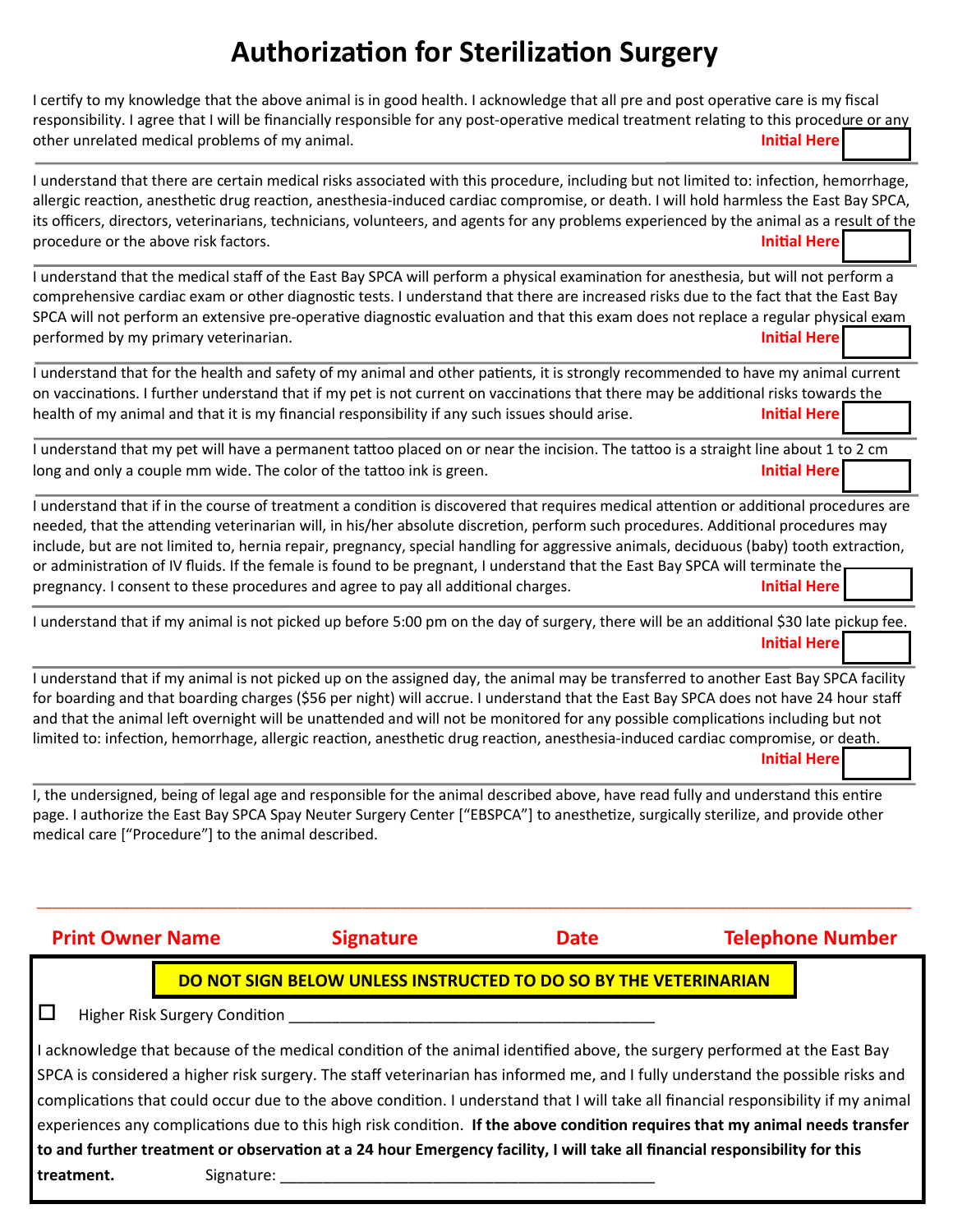# Authorization for Sterilization Surgery

I certify to my knowledge that the above animal is in good health. I acknowledge that all pre and post operative care is my fiscal responsibility. I agree that I will be financially responsible for any post-operative medical treatment relating to this procedure or any other unrelated medical problems of my animal. **Initial Here** ______

I understand that there are certain medical risks associated with this procedure, including but not limited to: infection, hemorrhage, allergic reaction, anesthetic drug reaction, anesthesia-induced cardiac compromise, or death. I will hold harmless the East Bay SPCA, its officers, directors, veterinarians, technicians, volunteers, and agents for any problems experienced by the animal as a result of the procedure or the above risk factors. **Initial Here** ______

I understand that the medical staff of the East Bay SPCA will perform a physical examination for anesthesia, but will not perform a comprehensive cardiac exam or other diagnostic tests. I understand that there are increased risks due to the fact that the East Bay SPCA will not perform an extensive pre-operative diagnostic evaluation and that this exam does not replace a regular physical exam performed by my primary veterinarian. **Initial Here** ______

I understand that for the health and safety of my animal and other patients, it is strongly recommended to have my animal current on vaccinations. I further understand that if my pet is not current on vaccinations that there may be additional risks towards the health of my animal and that it is my financial responsibility if any such issues should arise. **Initial Here** ______

I understand that my pet will have a permanent tattoo placed on or near the incision. The tattoo is a straight line about 1 to 2 cm long and only a couple mm wide. The color of the tattoo ink is green. **Initial Here** ______

I understand that if in the course of treatment a condition is discovered that requires medical attention or additional procedures are needed, that the attending veterinarian will, in his/her absolute discretion, perform such procedures. Additional procedures may include, but are not limited to, hernia repair, pregnancy, special handling for aggressive animals, deciduous (baby) tooth extraction, or administration of IV fluids. If the female is found to be pregnant, I understand that the East Bay SPCA will terminate the pregnancy. I consent to these procedures and agree to pay all additional charges. **Initial Here** ______

I understand that if my animal is not picked up before 5:00 pm on the day of surgery, there will be an additional $30 late pickup fee. **Initial Here** ______

I understand that if my animal is not picked up on the assigned day, the animal may be transferred to another East Bay SPCA facility for boarding and that boarding charges ($56 per night) will accrue. I understand that the East Bay SPCA does not have 24 hour staff and that the animal left overnight will be unattended and will not be monitored for any possible complications including but not limited to: infection, hemorrhage, allergic reaction, anesthetic drug reaction, anesthesia-induced cardiac compromise, or death. **Initial Here** ______

I, the undersigned, being of legal age and responsible for the animal described above, have read fully and understand this entire page. I authorize the East Bay SPCA Spay Neuter Surgery Center ["EBSPCA"] to anesthetize, surgically sterilize, and provide other medical care ["Procedure"] to the animal described.

_______________________________________________________________________________

**Print Owner Name** | **Signature** | **Date** | **Telephone Number**

**DO NOT SIGN BELOW UNLESS INSTRUCTED TO DO SO BY THE VETERINARIAN**

☐ Higher Risk Surgery Condition ____________________________________________

I acknowledge that because of the medical condition of the animal identified above, the surgery performed at the East Bay SPCA is considered a higher risk surgery. The staff veterinarian has informed me, and I fully understand the possible risks and complications that could occur due to the above condition. I understand that I will take all financial responsibility if my animal experiences any complications due to this high risk condition. **If the above condition requires that my animal needs transfer to and further treatment or observation at a 24 hour Emergency facility, I will take all financial responsibility for this treatment.** Signature: ____________________________________________